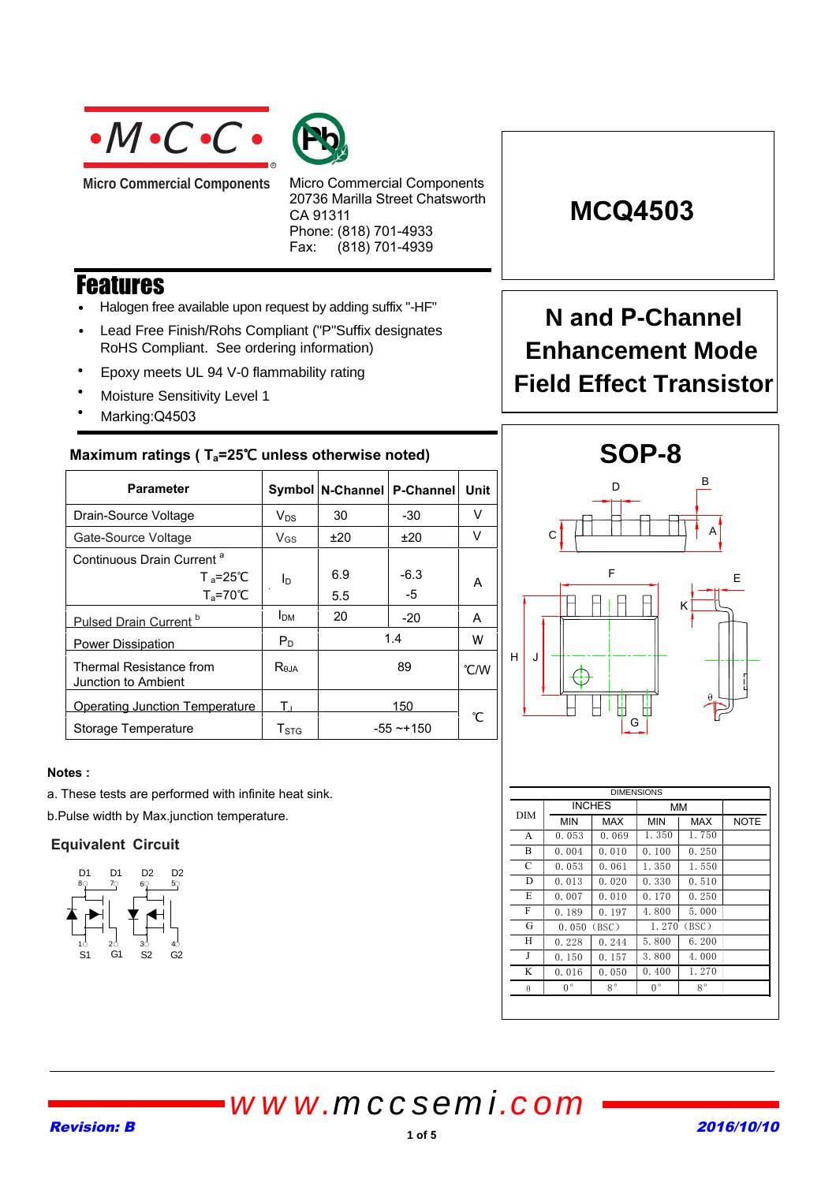Micro Commercial Components

Micro Commercial Components
20736 Marilla Street Chatsworth
CA 91311
Phone: (818) 701-4933
Fax: (818) 701-4939

# MCQ4503

## N and P-Channel Enhancement Mode Field Effect Transistor

## Features

- Halogen free available upon request by adding suffix "-HF"
- Lead Free Finish/Rohs Compliant ("P"Suffix designates RoHS Compliant. See ordering information)
- Epoxy meets UL 94 V-0 flammability rating
- Moisture Sensitivity Level 1
- Marking:Q4503

### Maximum ratings ( $T_a$=25℃ unless otherwise noted)

| Parameter | Symbol | N-Channel | P-Channel | Unit |
|---|---|---|---|---|
| Drain-Source Voltage | $V_{DS}$ | 30 | -30 | V |
| Gate-Source Voltage | $V_{GS}$ | ±20 | ±20 | V |
| Continuous Drain Current [a] $T_a$=25℃ / $T_a$=70℃ | $I_D$ | 6.9 / 5.5 | -6.3 / -5 | A |
| Pulsed Drain Current [b] | $I_{DM}$ | 20 | -20 | A |
| Power Dissipation | $P_D$ | 1.4 | | W |
| Thermal Resistance from Junction to Ambient | $R_{\theta JA}$ | 89 | | ℃/W |
| Operating Junction Temperature | $T_J$ | 150 | | ℃ |
| Storage Temperature | $T_{STG}$ | -55 ~+150 | | ℃ |

**Notes :**

a. These tests are performed with infinite heat sink.

b.Pulse width by Max.junction temperature.

### Equivalent Circuit

D1 D1 D2 D2 (pins 8, 7, 6, 5)
S1 G1 S2 G2 (pins 1, 2, 3, 4)

## SOP-8

| DIM | INCHES MIN | INCHES MAX | MM MIN | MM MAX | NOTE |
|---|---|---|---|---|---|
| A | 0.053 | 0.069 | 1.350 | 1.750 | |
| B | 0.004 | 0.010 | 0.100 | 0.250 | |
| C | 0.053 | 0.061 | 1.350 | 1.550 | |
| D | 0.013 | 0.020 | 0.330 | 0.510 | |
| E | 0.007 | 0.010 | 0.170 | 0.250 | |
| F | 0.189 | 0.197 | 4.800 | 5.000 | |
| G | 0.050 (BSC) | | 1.270 (BSC) | | |
| H | 0.228 | 0.244 | 5.800 | 6.200 | |
| J | 0.150 | 0.157 | 3.800 | 4.000 | |
| K | 0.016 | 0.050 | 0.400 | 1.270 | |
| θ | 0° | 8° | 0° | 8° | |

www.mccsemi.com

*Revision: B* *2016/10/10*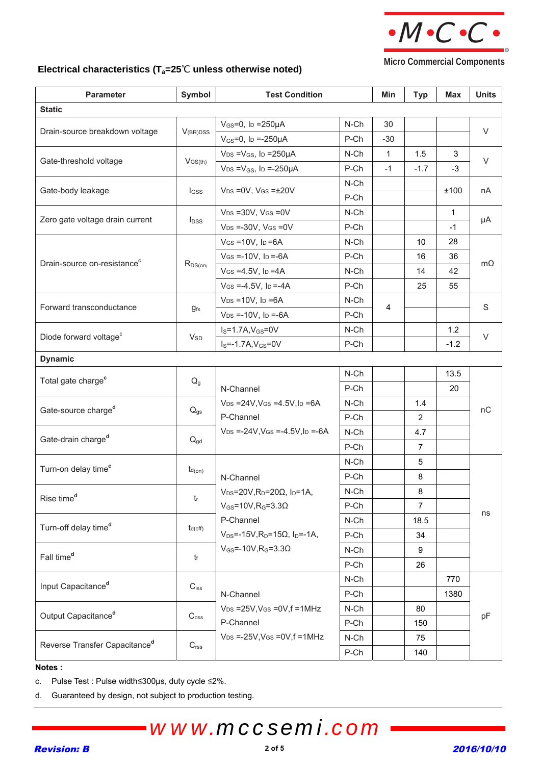Micro Commercial Components

## Electrical characteristics ($T_a$=25℃ unless noted otherwise)

| Parameter | Symbol | Test Condition | | Min | Typ | Max | Units |
|---|---|---|---|---|---|---|---|
| **Static** | | | | | | | |
| Drain-source breakdown voltage | $V_{(BR)DSS}$ | $V_{GS}$=0, $I_D$ =250μA | N-Ch | 30 | | | V |
| | | $V_{GS}$=0, $I_D$ =-250μA | P-Ch | -30 | | | |
| Gate-threshold voltage | $V_{GS(th)}$ | $V_{DS}$ =$V_{GS}$, $I_D$ =250μA | N-Ch | 1 | 1.5 | 3 | V |
| | | $V_{DS}$ =$V_{GS}$, $I_D$ =-250μA | P-Ch | -1 | -1.7 | -3 | |
| Gate-body leakage | $I_{GSS}$ | $V_{DS}$ =0V, $V_{GS}$ =±20V | N-Ch | | | ±100 | nA |
| | | | P-Ch | | | | |
| Zero gate voltage drain current | $I_{DSS}$ | $V_{DS}$ =30V, $V_{GS}$ =0V | N-Ch | | | 1 | μA |
| | | $V_{DS}$ =-30V, $V_{GS}$ =0V | P-Ch | | | -1 | |
| Drain-source on-resistance[c] | $R_{DS(on)}$ | $V_{GS}$ =10V, $I_D$ =6A | N-Ch | | 10 | 28 | mΩ |
| | | $V_{GS}$ =-10V, $I_D$ =-6A | P-Ch | | 16 | 36 | |
| | | $V_{GS}$ =4.5V, $I_D$ =4A | N-Ch | | 14 | 42 | |
| | | $V_{GS}$ =-4.5V, $I_D$ =-4A | P-Ch | | 25 | 55 | |
| Forward transconductance | $g_{fs}$ | $V_{DS}$ =10V, $I_D$ =6A | N-Ch | 4 | | | S |
| | | $V_{DS}$ =-10V, $I_D$ =-6A | P-Ch | | | | |
| Diode forward voltage[c] | $V_{SD}$ | $I_S$=1.7A,$V_{GS}$=0V | N-Ch | | | 1.2 | V |
| | | $I_S$=-1.7A,$V_{GS}$=0V | P-Ch | | | -1.2 | |
| **Dynamic** | | | | | | | |
| Total gate charge[c] | $Q_g$ | N-Channel $V_{DS}$ =24V,$V_{GS}$ =4.5V,$I_D$ =6A P-Channel $V_{DS}$ =-24V,$V_{GS}$ =-4.5V,$I_D$ =-6A | N-Ch | | | 13.5 | nC |
| | | | P-Ch | | | 20 | |
| Gate-source charge[d] | $Q_{gs}$ | | N-Ch | | 1.4 | | |
| | | | P-Ch | | 2 | | |
| Gate-drain charge[d] | $Q_{gd}$ | | N-Ch | | 4.7 | | |
| | | | P-Ch | | 7 | | |
| Turn-on delay time[c] | $t_{d(on)}$ | N-Channel $V_{DS}$=20V,$R_D$=20Ω, $I_D$=1A, $V_{GS}$=10V,$R_G$=3.3Ω P-Channel $V_{DS}$=-15V,$R_D$=15Ω, $I_D$=-1A, $V_{GS}$=-10V,$R_G$=3.3Ω | N-Ch | | 5 | | ns |
| | | | P-Ch | | 8 | | |
| Rise time[d] | $t_r$ | | N-Ch | | 8 | | |
| | | | P-Ch | | 7 | | |
| Turn-off delay time[d] | $t_{d(off)}$ | | N-Ch | | 18.5 | | |
| | | | P-Ch | | 34 | | |
| Fall time[d] | $t_f$ | | N-Ch | | 9 | | |
| | | | P-Ch | | 26 | | |
| Input Capacitance[d] | $C_{iss}$ | N-Channel $V_{DS}$ =25V,$V_{GS}$ =0V,f =1MHz P-Channel $V_{DS}$ =-25V,$V_{GS}$ =0V,f =1MHz | N-Ch | | | 770 | pF |
| | | | P-Ch | | | 1380 | |
| Output Capacitance[d] | $C_{oss}$ | | N-Ch | | 80 | | |
| | | | P-Ch | | 150 | | |
| Reverse Transfer Capacitance[d] | $C_{rss}$ | | N-Ch | | 75 | | |
| | | | P-Ch | | 140 | | |

**Notes :**

c. Pulse Test : Pulse width≤300μs, duty cycle ≤2%.

d. Guaranteed by design, not subject to production testing.

www.mccsemi.com

Revision: B

2016/10/10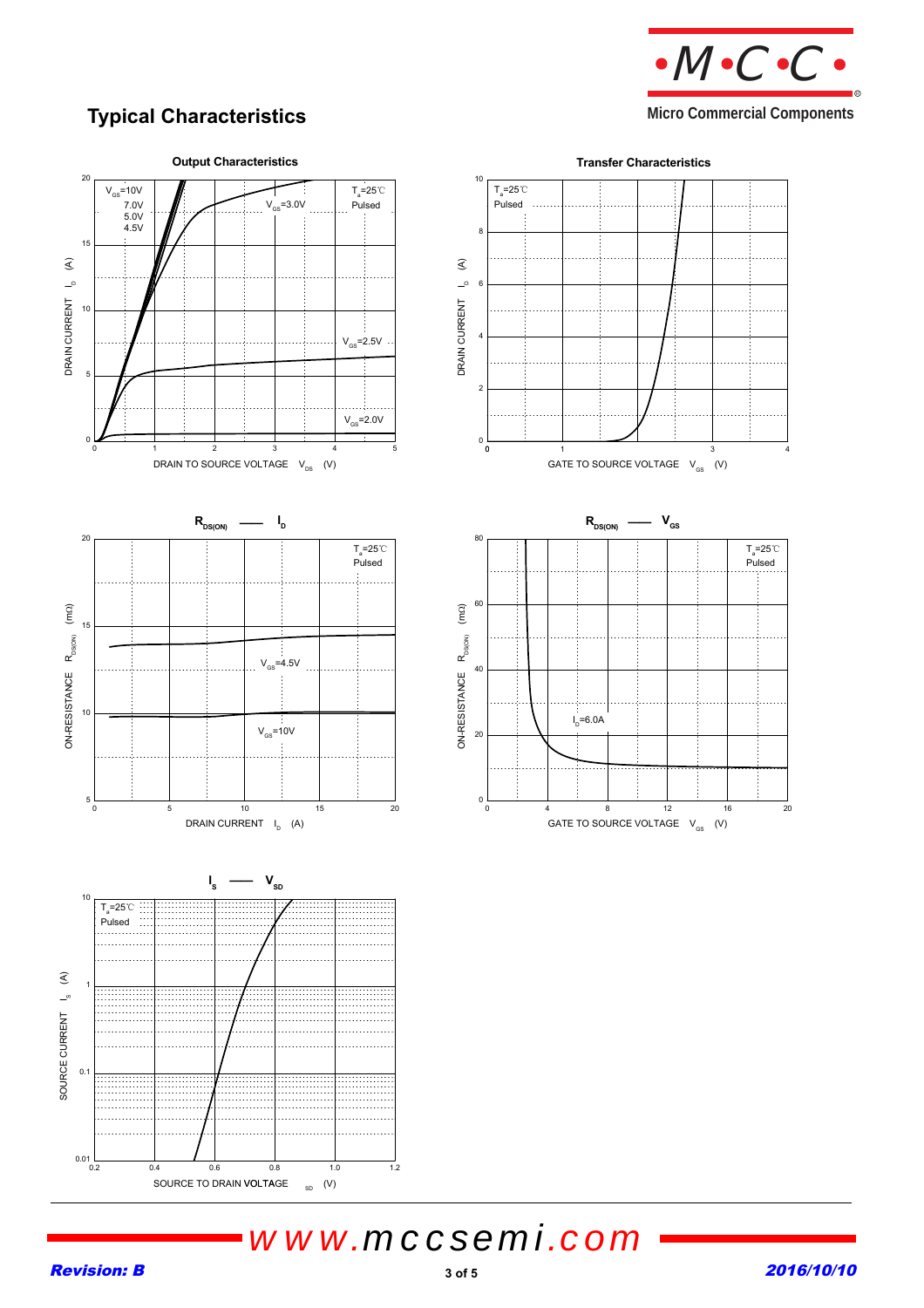## Typical Characteristics

**Output Characteristics**

$V_{GS}$=10V, 7.0V, 5.0V, 4.5V; $V_{GS}$=3.0V; $V_{GS}$=2.5V; $V_{GS}$=2.0V

$T_a$=25℃, Pulsed

DRAIN CURRENT $I_D$ (A) vs. DRAIN TO SOURCE VOLTAGE $V_{DS}$ (V)

**Transfer Characteristics**

$T_a$=25℃, Pulsed

DRAIN CURRENT $I_D$ (A) vs. GATE TO SOURCE VOLTAGE $V_{GS}$ (V)

**$R_{DS(ON)}$ — $I_D$**

$T_a$=25℃, Pulsed

$V_{GS}$=4.5V; $V_{GS}$=10V

ON-RESISTANCE $R_{DS(ON)}$ (mΩ) vs. DRAIN CURRENT $I_D$ (A)

**$R_{DS(ON)}$ — $V_{GS}$**

$T_a$=25℃, Pulsed

$I_D$=6.0A

ON-RESISTANCE $R_{DS(ON)}$ (mΩ) vs. GATE TO SOURCE VOLTAGE $V_{GS}$ (V)

**$I_S$ — $V_{SD}$**

$T_a$=25℃, Pulsed

SOURCE CURRENT $I_S$ (A) vs. SOURCE TO DRAIN VOLTAGE $V_{SD}$ (V)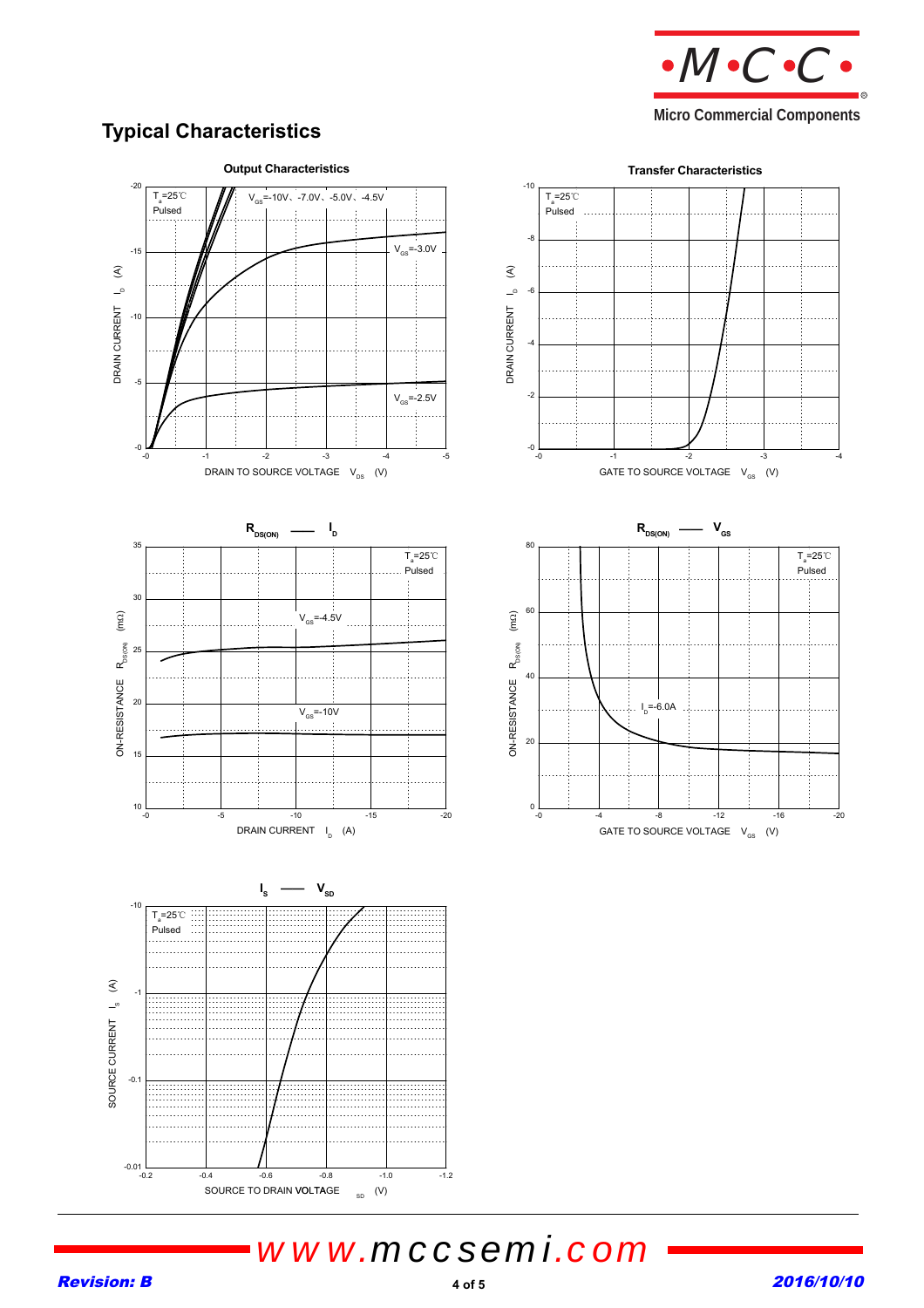## Typical Characteristics

**Output Characteristics**

$T_a$=25℃
Pulsed

$V_{GS}$=-10V、-7.0V、-5.0V、-4.5V

$V_{GS}$=-3.0V

$V_{GS}$=-2.5V

DRAIN CURRENT $I_D$ (A)

DRAIN TO SOURCE VOLTAGE $V_{DS}$ (V)

**Transfer Characteristics**

$T_a$=25℃
Pulsed

DRAIN CURRENT $I_D$ (A)

GATE TO SOURCE VOLTAGE $V_{GS}$ (V)

**$R_{DS(ON)}$ — $I_D$**

$T_a$=25℃
Pulsed

$V_{GS}$=-4.5V

$V_{GS}$=-10V

ON-RESISTANCE $R_{DS(ON)}$ (mΩ)

DRAIN CURRENT $I_D$ (A)

**$R_{DS(ON)}$ — $V_{GS}$**

$T_a$=25℃
Pulsed

$I_D$=-6.0A

ON-RESISTANCE $R_{DS(ON)}$ (mΩ)

GATE TO SOURCE VOLTAGE $V_{GS}$ (V)

**$I_S$ — $V_{SD}$**

$T_a$=25℃
Pulsed

SOURCE CURRENT $I_S$ (A)

SOURCE TO DRAIN VOLTAGE $V_{SD}$ (V)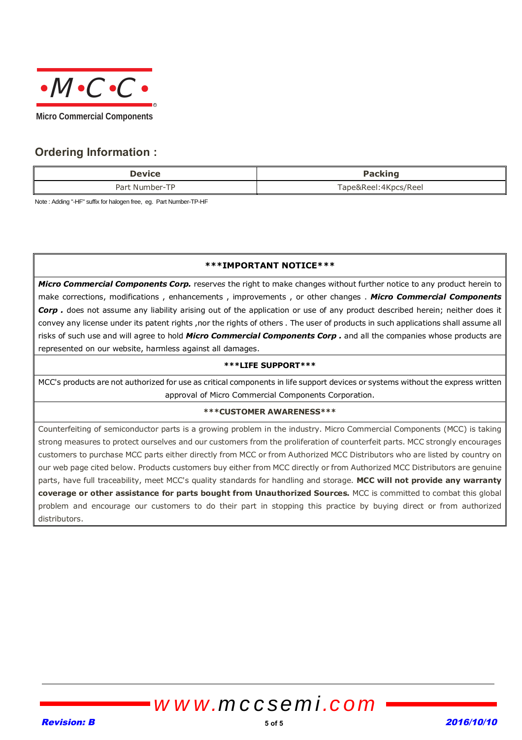Micro Commercial Components

## Ordering Information :

| Device | Packing |
| --- | --- |
| Part Number-TP | Tape&Reel:4Kpcs/Reel |

Note : Adding "-HF" suffix for halogen free, eg. Part Number-TP-HF

| ***IMPORTANT NOTICE*** |
| --- |
| ***Micro Commercial Components Corp.*** reserves the right to make changes without further notice to any product herein to make corrections, modifications , enhancements , improvements , or other changes . ***Micro Commercial Components Corp .*** does not assume any liability arising out of the application or use of any product described herein; neither does it convey any license under its patent rights ,nor the rights of others . The user of products in such applications shall assume all risks of such use and will agree to hold ***Micro Commercial Components Corp .*** and all the companies whose products are represented on our website, harmless against all damages. |
| **\*\*\*LIFE SUPPORT\*\*\*** |
| MCC's products are not authorized for use as critical components in life support devices or systems without the express written approval of Micro Commercial Components Corporation. |
| **\*\*\*CUSTOMER AWARENESS\*\*\*** |
| Counterfeiting of semiconductor parts is a growing problem in the industry. Micro Commercial Components (MCC) is taking strong measures to protect ourselves and our customers from the proliferation of counterfeit parts. MCC strongly encourages customers to purchase MCC parts either directly from MCC or from Authorized MCC Distributors who are listed by country on our web page cited below. Products customers buy either from MCC directly or from Authorized MCC Distributors are genuine parts, have full traceability, meet MCC's quality standards for handling and storage. **MCC will not provide any warranty coverage or other assistance for parts bought from Unauthorized Sources.** MCC is committed to combat this global problem and encourage our customers to do their part in stopping this practice by buying direct or from authorized distributors. |

www.mccsemi.com

*Revision: B* | *2016/10/10*